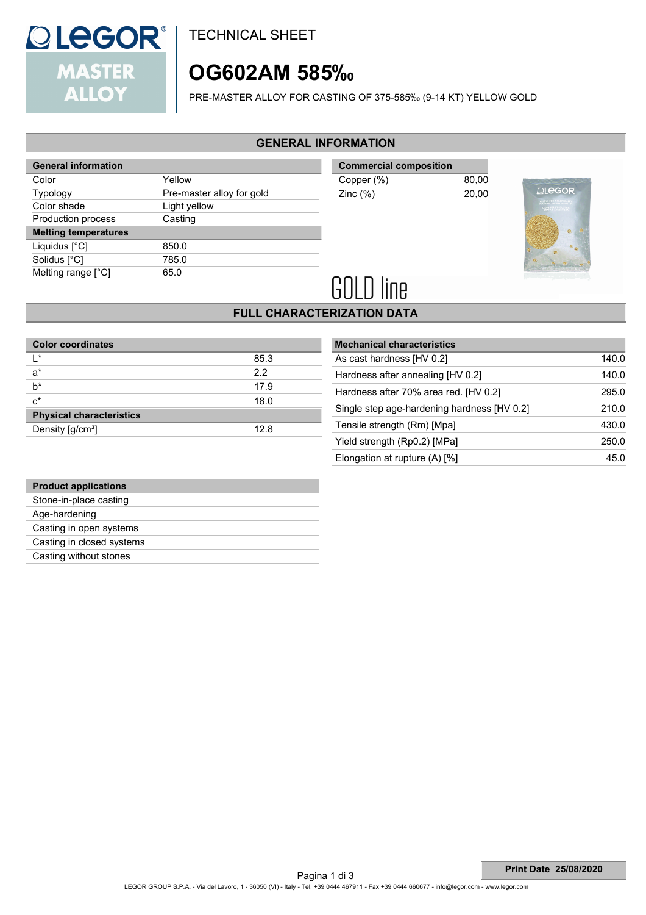TECHNICAL SHEET

# OG602AM 585‰

PRE-MASTER ALLOY FOR CASTING OF 375-585‰ (9-14 KT) YELLOW GOLD

## GENERAL INFORMATION

| General information | |
|---|---|
| Color | Yellow |
| Typology | Pre-master alloy for gold |
| Color shade | Light yellow |
| Production process | Casting |
| **Melting temperatures** | |
| Liquidus [°C] | 850.0 |
| Solidus [°C] | 785.0 |
| Melting range [°C] | 65.0 |

| Commercial composition | |
|---|---|
| Copper (%) | 80,00 |
| Zinc (%) | 20,00 |

GOLD line

## FULL CHARACTERIZATION DATA

| Color coordinates | |
|---|---|
| L* | 85.3 |
| a* | 2.2 |
| b* | 17.9 |
| c* | 18.0 |
| **Physical characteristics** | |
| Density [g/cm³] | 12.8 |

| Mechanical characteristics | |
|---|---|
| As cast hardness [HV 0.2] | 140.0 |
| Hardness after annealing [HV 0.2] | 140.0 |
| Hardness after 70% area red. [HV 0.2] | 295.0 |
| Single step age-hardening hardness [HV 0.2] | 210.0 |
| Tensile strength (Rm) [Mpa] | 430.0 |
| Yield strength (Rp0.2) [MPa] | 250.0 |
| Elongation at rupture (A) [%] | 45.0 |

| Product applications |
|---|
| Stone-in-place casting |
| Age-hardening |
| Casting in open systems |
| Casting in closed systems |
| Casting without stones |

Print Date 25/08/2020

LEGOR GROUP S.P.A. - Via del Lavoro, 1 - 36050 (VI) - Italy - Tel. +39 0444 467911 - Fax +39 0444 660677 - info@legor.com - www.legor.com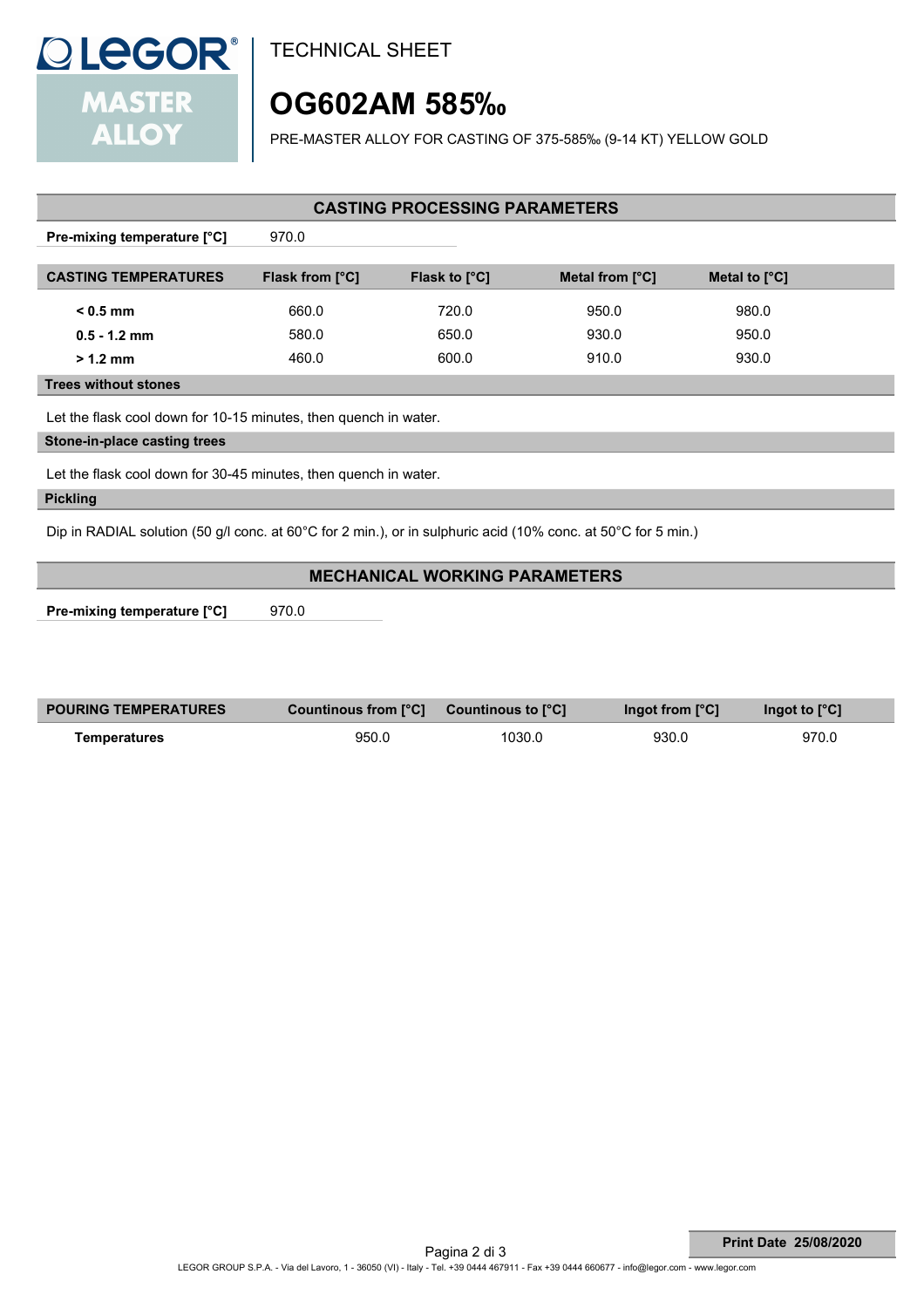TECHNICAL SHEET

# OG602AM 585‰

PRE-MASTER ALLOY FOR CASTING OF 375-585‰ (9-14 KT) YELLOW GOLD

## CASTING PROCESSING PARAMETERS

**Pre-mixing temperature [°C]** 970.0

| CASTING TEMPERATURES | Flask from [°C] | Flask to [°C] | Metal from [°C] | Metal to [°C] |
|---|---|---|---|---|
| **< 0.5 mm** | 660.0 | 720.0 | 950.0 | 980.0 |
| **0.5 - 1.2 mm** | 580.0 | 650.0 | 930.0 | 950.0 |
| **> 1.2 mm** | 460.0 | 600.0 | 910.0 | 930.0 |

### Trees without stones

Let the flask cool down for 10-15 minutes, then quench in water.

### Stone-in-place casting trees

Let the flask cool down for 30-45 minutes, then quench in water.

### Pickling

Dip in RADIAL solution (50 g/l conc. at 60°C for 2 min.), or in sulphuric acid (10% conc. at 50°C for 5 min.)

## MECHANICAL WORKING PARAMETERS

**Pre-mixing temperature [°C]** 970.0

| POURING TEMPERATURES | Countinous from [°C] | Countinous to [°C] | Ingot from [°C] | Ingot to [°C] |
|---|---|---|---|---|
| **Temperatures** | 950.0 | 1030.0 | 930.0 | 970.0 |

**Print Date 25/08/2020**

LEGOR GROUP S.P.A. - Via del Lavoro, 1 - 36050 (VI) - Italy - Tel. +39 0444 467911 - Fax +39 0444 660677 - info@legor.com - www.legor.com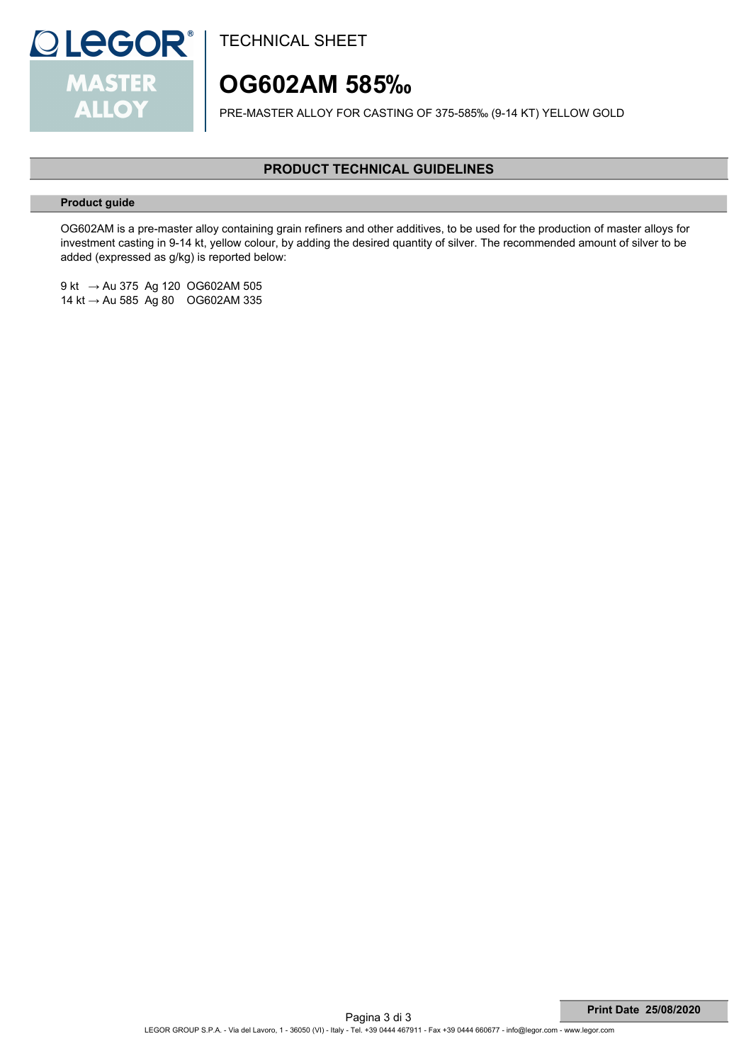TECHNICAL SHEET

# OG602AM 585‰

PRE-MASTER ALLOY FOR CASTING OF 375-585‰ (9-14 KT) YELLOW GOLD

## PRODUCT TECHNICAL GUIDELINES

### Product guide

OG602AM is a pre-master alloy containing grain refiners and other additives, to be used for the production of master alloys for investment casting in 9-14 kt, yellow colour, by adding the desired quantity of silver. The recommended amount of silver to be added (expressed as g/kg) is reported below:

9 kt → Au 375 Ag 120 OG602AM 505
14 kt → Au 585 Ag 80 OG602AM 335

**Print Date 25/08/2020**

LEGOR GROUP S.P.A. - Via del Lavoro, 1 - 36050 (VI) - Italy - Tel. +39 0444 467911 - Fax +39 0444 660677 - info@legor.com - www.legor.com